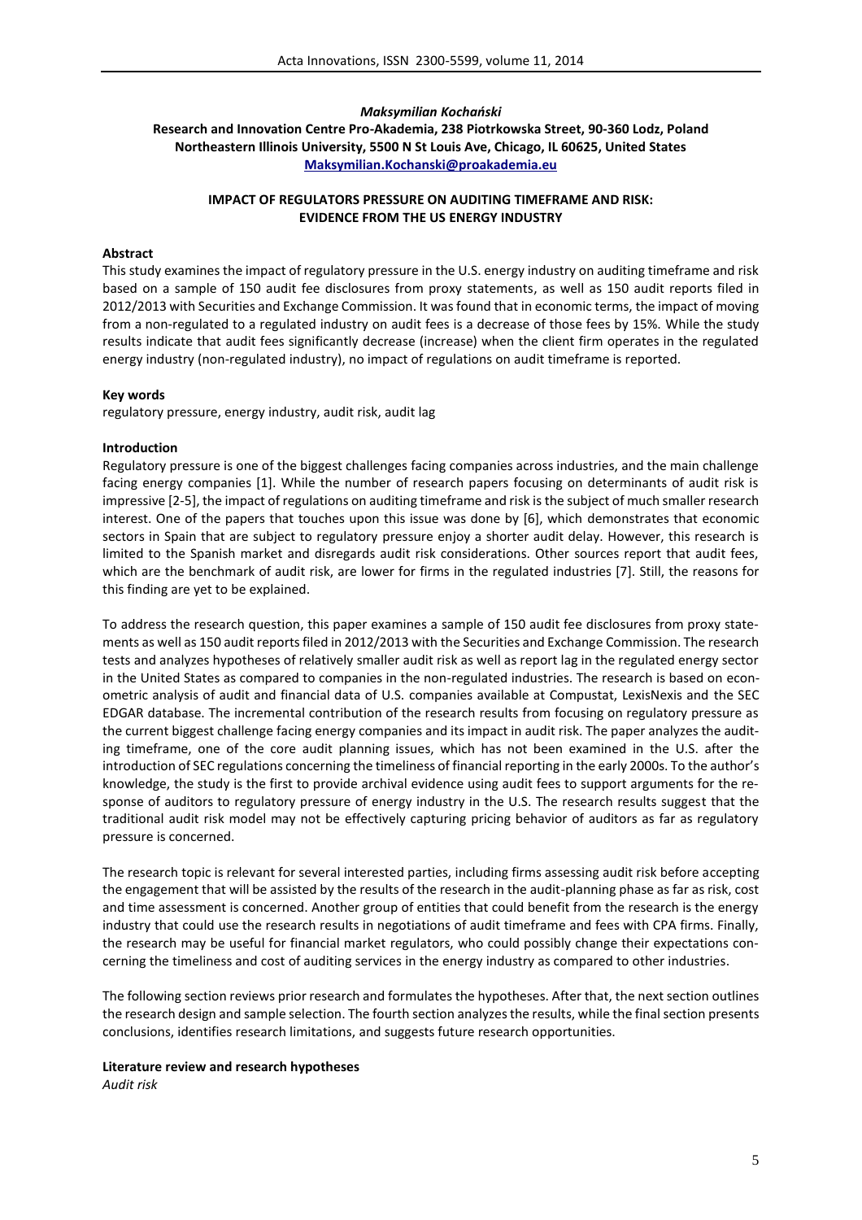*Maksymilian Kochański*

**Research and Innovation Centre Pro-Akademia, 238 Piotrkowska Street, 90-360 Lodz, Poland**
**Northeastern Illinois University, 5500 N St Louis Ave, Chicago, IL 60625, United States**
**Maksymilian.Kochanski@proakademia.eu**

# IMPACT OF REGULATORS PRESSURE ON AUDITING TIMEFRAME AND RISK: EVIDENCE FROM THE US ENERGY INDUSTRY

## Abstract

This study examines the impact of regulatory pressure in the U.S. energy industry on auditing timeframe and risk based on a sample of 150 audit fee disclosures from proxy statements, as well as 150 audit reports filed in 2012/2013 with Securities and Exchange Commission. It was found that in economic terms, the impact of moving from a non-regulated to a regulated industry on audit fees is a decrease of those fees by 15%. While the study results indicate that audit fees significantly decrease (increase) when the client firm operates in the regulated energy industry (non-regulated industry), no impact of regulations on audit timeframe is reported.

## Key words

regulatory pressure, energy industry, audit risk, audit lag

## Introduction

Regulatory pressure is one of the biggest challenges facing companies across industries, and the main challenge facing energy companies [1]. While the number of research papers focusing on determinants of audit risk is impressive [2-5], the impact of regulations on auditing timeframe and risk is the subject of much smaller research interest. One of the papers that touches upon this issue was done by [6], which demonstrates that economic sectors in Spain that are subject to regulatory pressure enjoy a shorter audit delay. However, this research is limited to the Spanish market and disregards audit risk considerations. Other sources report that audit fees, which are the benchmark of audit risk, are lower for firms in the regulated industries [7]. Still, the reasons for this finding are yet to be explained.

To address the research question, this paper examines a sample of 150 audit fee disclosures from proxy statements as well as 150 audit reports filed in 2012/2013 with the Securities and Exchange Commission. The research tests and analyzes hypotheses of relatively smaller audit risk as well as report lag in the regulated energy sector in the United States as compared to companies in the non-regulated industries. The research is based on econometric analysis of audit and financial data of U.S. companies available at Compustat, LexisNexis and the SEC EDGAR database. The incremental contribution of the research results from focusing on regulatory pressure as the current biggest challenge facing energy companies and its impact in audit risk. The paper analyzes the auditing timeframe, one of the core audit planning issues, which has not been examined in the U.S. after the introduction of SEC regulations concerning the timeliness of financial reporting in the early 2000s. To the author's knowledge, the study is the first to provide archival evidence using audit fees to support arguments for the response of auditors to regulatory pressure of energy industry in the U.S. The research results suggest that the traditional audit risk model may not be effectively capturing pricing behavior of auditors as far as regulatory pressure is concerned.

The research topic is relevant for several interested parties, including firms assessing audit risk before accepting the engagement that will be assisted by the results of the research in the audit-planning phase as far as risk, cost and time assessment is concerned. Another group of entities that could benefit from the research is the energy industry that could use the research results in negotiations of audit timeframe and fees with CPA firms. Finally, the research may be useful for financial market regulators, who could possibly change their expectations concerning the timeliness and cost of auditing services in the energy industry as compared to other industries.

The following section reviews prior research and formulates the hypotheses. After that, the next section outlines the research design and sample selection. The fourth section analyzes the results, while the final section presents conclusions, identifies research limitations, and suggests future research opportunities.

## Literature review and research hypotheses

### *Audit risk*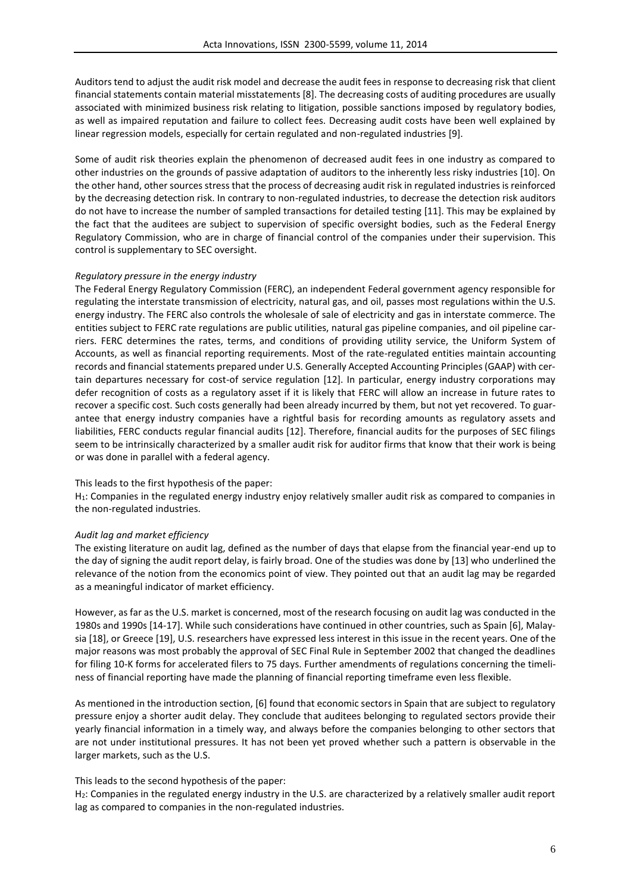Auditors tend to adjust the audit risk model and decrease the audit fees in response to decreasing risk that client financial statements contain material misstatements [8]. The decreasing costs of auditing procedures are usually associated with minimized business risk relating to litigation, possible sanctions imposed by regulatory bodies, as well as impaired reputation and failure to collect fees. Decreasing audit costs have been well explained by linear regression models, especially for certain regulated and non-regulated industries [9].

Some of audit risk theories explain the phenomenon of decreased audit fees in one industry as compared to other industries on the grounds of passive adaptation of auditors to the inherently less risky industries [10]. On the other hand, other sources stress that the process of decreasing audit risk in regulated industries is reinforced by the decreasing detection risk. In contrary to non-regulated industries, to decrease the detection risk auditors do not have to increase the number of sampled transactions for detailed testing [11]. This may be explained by the fact that the auditees are subject to supervision of specific oversight bodies, such as the Federal Energy Regulatory Commission, who are in charge of financial control of the companies under their supervision. This control is supplementary to SEC oversight.

*Regulatory pressure in the energy industry*

The Federal Energy Regulatory Commission (FERC), an independent Federal government agency responsible for regulating the interstate transmission of electricity, natural gas, and oil, passes most regulations within the U.S. energy industry. The FERC also controls the wholesale of sale of electricity and gas in interstate commerce. The entities subject to FERC rate regulations are public utilities, natural gas pipeline companies, and oil pipeline carriers. FERC determines the rates, terms, and conditions of providing utility service, the Uniform System of Accounts, as well as financial reporting requirements. Most of the rate-regulated entities maintain accounting records and financial statements prepared under U.S. Generally Accepted Accounting Principles (GAAP) with certain departures necessary for cost-of service regulation [12]. In particular, energy industry corporations may defer recognition of costs as a regulatory asset if it is likely that FERC will allow an increase in future rates to recover a specific cost. Such costs generally had been already incurred by them, but not yet recovered. To guarantee that energy industry companies have a rightful basis for recording amounts as regulatory assets and liabilities, FERC conducts regular financial audits [12]. Therefore, financial audits for the purposes of SEC filings seem to be intrinsically characterized by a smaller audit risk for auditor firms that know that their work is being or was done in parallel with a federal agency.

This leads to the first hypothesis of the paper:
$H_1$: Companies in the regulated energy industry enjoy relatively smaller audit risk as compared to companies in the non-regulated industries.

*Audit lag and market efficiency*

The existing literature on audit lag, defined as the number of days that elapse from the financial year-end up to the day of signing the audit report delay, is fairly broad. One of the studies was done by [13] who underlined the relevance of the notion from the economics point of view. They pointed out that an audit lag may be regarded as a meaningful indicator of market efficiency.

However, as far as the U.S. market is concerned, most of the research focusing on audit lag was conducted in the 1980s and 1990s [14-17]. While such considerations have continued in other countries, such as Spain [6], Malaysia [18], or Greece [19], U.S. researchers have expressed less interest in this issue in the recent years. One of the major reasons was most probably the approval of SEC Final Rule in September 2002 that changed the deadlines for filing 10-K forms for accelerated filers to 75 days. Further amendments of regulations concerning the timeliness of financial reporting have made the planning of financial reporting timeframe even less flexible.

As mentioned in the introduction section, [6] found that economic sectors in Spain that are subject to regulatory pressure enjoy a shorter audit delay. They conclude that auditees belonging to regulated sectors provide their yearly financial information in a timely way, and always before the companies belonging to other sectors that are not under institutional pressures. It has not been yet proved whether such a pattern is observable in the larger markets, such as the U.S.

This leads to the second hypothesis of the paper:
$H_2$: Companies in the regulated energy industry in the U.S. are characterized by a relatively smaller audit report lag as compared to companies in the non-regulated industries.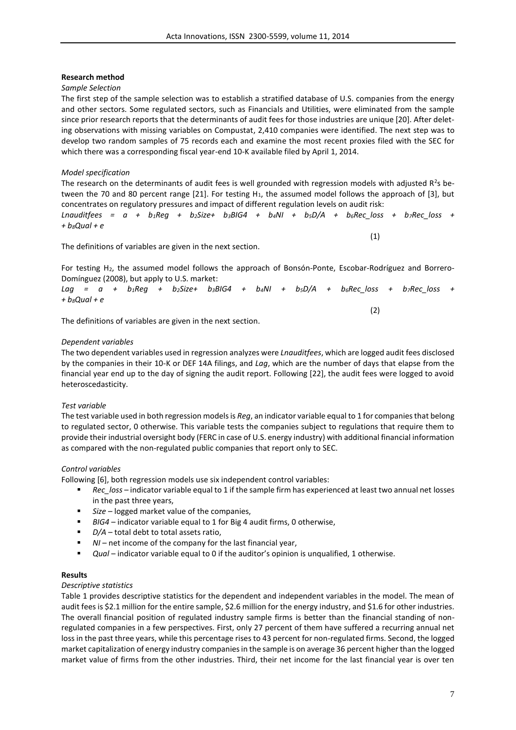**Research method**

*Sample Selection*

The first step of the sample selection was to establish a stratified database of U.S. companies from the energy and other sectors. Some regulated sectors, such as Financials and Utilities, were eliminated from the sample since prior research reports that the determinants of audit fees for those industries are unique [20]. After deleting observations with missing variables on Compustat, 2,410 companies were identified. The next step was to develop two random samples of 75 records each and examine the most recent proxies filed with the SEC for which there was a corresponding fiscal year-end 10-K available filed by April 1, 2014.

*Model specification*

The research on the determinants of audit fees is well grounded with regression models with adjusted $R^2$s between the 70 and 80 percent range [21]. For testing $H_1$, the assumed model follows the approach of [3], but concentrates on regulatory pressures and impact of different regulation levels on audit risk:

$$Lnauditfees = a + b_1Reg + b_2Size + b_3BIG4 + b_4NI + b_5D/A + b_6Rec\_loss + b_7Rec\_loss + b_8Qual + e \quad (1)$$

The definitions of variables are given in the next section.

For testing $H_2$, the assumed model follows the approach of Bonsón-Ponte, Escobar-Rodríguez and Borrero-Domínguez (2008), but apply to U.S. market:

$$Lag = a + b_1Reg + b_2Size + b_3BIG4 + b_4NI + b_5D/A + b_6Rec\_loss + b_7Rec\_loss + b_8Qual + e \quad (2)$$

The definitions of variables are given in the next section.

*Dependent variables*

The two dependent variables used in regression analyzes were *Lnauditfees*, which are logged audit fees disclosed by the companies in their 10-K or DEF 14A filings, and *Lag*, which are the number of days that elapse from the financial year end up to the day of signing the audit report. Following [22], the audit fees were logged to avoid heteroscedasticity.

*Test variable*

The test variable used in both regression models is *Reg*, an indicator variable equal to 1 for companies that belong to regulated sector, 0 otherwise. This variable tests the companies subject to regulations that require them to provide their industrial oversight body (FERC in case of U.S. energy industry) with additional financial information as compared with the non-regulated public companies that report only to SEC.

*Control variables*

Following [6], both regression models use six independent control variables:

- *Rec_loss* – indicator variable equal to 1 if the sample firm has experienced at least two annual net losses in the past three years,
- *Size* – logged market value of the companies,
- *BIG4* – indicator variable equal to 1 for Big 4 audit firms, 0 otherwise,
- *D/A* – total debt to total assets ratio,
- *NI* – net income of the company for the last financial year,
- *Qual* – indicator variable equal to 0 if the auditor's opinion is unqualified, 1 otherwise.

**Results**

*Descriptive statistics*

Table 1 provides descriptive statistics for the dependent and independent variables in the model. The mean of audit fees is \$2.1 million for the entire sample, \$2.6 million for the energy industry, and \$1.6 for other industries. The overall financial position of regulated industry sample firms is better than the financial standing of non-regulated companies in a few perspectives. First, only 27 percent of them have suffered a recurring annual net loss in the past three years, while this percentage rises to 43 percent for non-regulated firms. Second, the logged market capitalization of energy industry companies in the sample is on average 36 percent higher than the logged market value of firms from the other industries. Third, their net income for the last financial year is over ten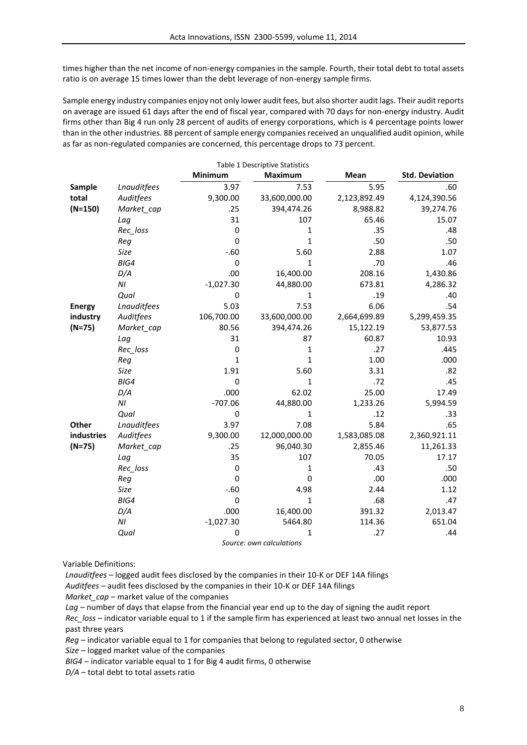times higher than the net income of non-energy companies in the sample. Fourth, their total debt to total assets ratio is on average 15 times lower than the debt leverage of non-energy sample firms.

Sample energy industry companies enjoy not only lower audit fees, but also shorter audit lags. Their audit reports on average are issued 61 days after the end of fiscal year, compared with 70 days for non-energy industry. Audit firms other than Big 4 run only 28 percent of audits of energy corporations, which is 4 percentage points lower than in the other industries. 88 percent of sample energy companies received an unqualified audit opinion, while as far as non-regulated companies are concerned, this percentage drops to 73 percent.

Table 1 Descriptive Statistics

| | | Minimum | Maximum | Mean | Std. Deviation |
|---|---|---|---|---|---|
| **Sample total (N=150)** | *Lnauditfees* | 3.97 | 7.53 | 5.95 | .60 |
| | *Auditfees* | 9,300.00 | 33,600,000.00 | 2,123,892.49 | 4,124,390.56 |
| | *Market_cap* | .25 | 394,474.26 | 8,988.82 | 39,274.76 |
| | *Lag* | 31 | 107 | 65.46 | 15.07 |
| | *Rec_loss* | 0 | 1 | .35 | .48 |
| | *Reg* | 0 | 1 | .50 | .50 |
| | *Size* | -.60 | 5.60 | 2.88 | 1.07 |
| | *BIG4* | 0 | 1 | .70 | .46 |
| | *D/A* | .00 | 16,400.00 | 208.16 | 1,430.86 |
| | *NI* | -1,027.30 | 44,880.00 | 673.81 | 4,286.32 |
| | *Qual* | 0 | 1 | .19 | .40 |
| **Energy industry (N=75)** | *Lnauditfees* | 5.03 | 7.53 | 6.06 | .54 |
| | *Auditfees* | 106,700.00 | 33,600,000.00 | 2,664,699.89 | 5,299,459.35 |
| | *Market_cap* | 80.56 | 394,474.26 | 15,122.19 | 53,877.53 |
| | *Lag* | 31 | 87 | 60.87 | 10.93 |
| | *Rec_loss* | 0 | 1 | .27 | .445 |
| | *Reg* | 1 | 1 | 1.00 | .000 |
| | *Size* | 1.91 | 5.60 | 3.31 | .82 |
| | *BIG4* | 0 | 1 | .72 | .45 |
| | *D/A* | .000 | 62.02 | 25.00 | 17.49 |
| | *NI* | -707.06 | 44,880.00 | 1,233.26 | 5,994.59 |
| | *Qual* | 0 | 1 | .12 | .33 |
| **Other industries (N=75)** | *Lnauditfees* | 3.97 | 7.08 | 5.84 | .65 |
| | *Auditfees* | 9,300.00 | 12,000,000.00 | 1,583,085.08 | 2,360,921.11 |
| | *Market_cap* | .25 | 96,040.30 | 2,855.46 | 11,261.33 |
| | *Lag* | 35 | 107 | 70.05 | 17.17 |
| | *Rec_loss* | 0 | 1 | .43 | .50 |
| | *Reg* | 0 | 0 | .00 | .000 |
| | *Size* | -.60 | 4.98 | 2.44 | 1.12 |
| | *BIG4* | 0 | 1 | .68 | .47 |
| | *D/A* | .000 | 16,400.00 | 391.32 | 2,013.47 |
| | *NI* | -1,027.30 | 5464.80 | 114.36 | 651.04 |
| | *Qual* | 0 | 1 | .27 | .44 |

*Source: own calculations*

Variable Definitions:

*Lnauditfees* – logged audit fees disclosed by the companies in their 10-K or DEF 14A filings
*Auditfees* – audit fees disclosed by the companies in their 10-K or DEF 14A filings
*Market_cap* – market value of the companies
*Lag* – number of days that elapse from the financial year end up to the day of signing the audit report
*Rec_loss* – indicator variable equal to 1 if the sample firm has experienced at least two annual net losses in the past three years
*Reg* – indicator variable equal to 1 for companies that belong to regulated sector, 0 otherwise
*Size* – logged market value of the companies
*BIG4* – indicator variable equal to 1 for Big 4 audit firms, 0 otherwise
*D/A* – total debt to total assets ratio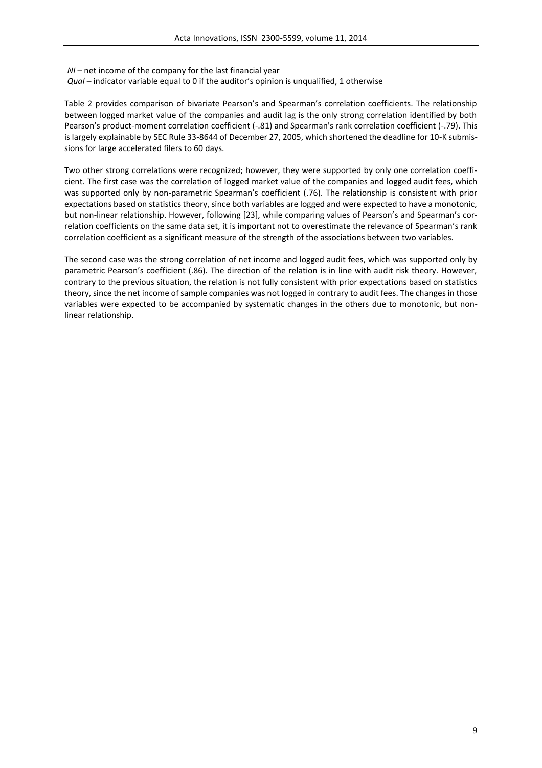*NI* – net income of the company for the last financial year
*Qual* – indicator variable equal to 0 if the auditor's opinion is unqualified, 1 otherwise

Table 2 provides comparison of bivariate Pearson's and Spearman's correlation coefficients. The relationship between logged market value of the companies and audit lag is the only strong correlation identified by both Pearson's product-moment correlation coefficient (-.81) and Spearman's rank correlation coefficient (-.79). This is largely explainable by SEC Rule 33-8644 of December 27, 2005, which shortened the deadline for 10-K submissions for large accelerated filers to 60 days.

Two other strong correlations were recognized; however, they were supported by only one correlation coefficient. The first case was the correlation of logged market value of the companies and logged audit fees, which was supported only by non-parametric Spearman's coefficient (.76). The relationship is consistent with prior expectations based on statistics theory, since both variables are logged and were expected to have a monotonic, but non-linear relationship. However, following [23], while comparing values of Pearson's and Spearman's correlation coefficients on the same data set, it is important not to overestimate the relevance of Spearman's rank correlation coefficient as a significant measure of the strength of the associations between two variables.

The second case was the strong correlation of net income and logged audit fees, which was supported only by parametric Pearson's coefficient (.86). The direction of the relation is in line with audit risk theory. However, contrary to the previous situation, the relation is not fully consistent with prior expectations based on statistics theory, since the net income of sample companies was not logged in contrary to audit fees. The changes in those variables were expected to be accompanied by systematic changes in the others due to monotonic, but non-linear relationship.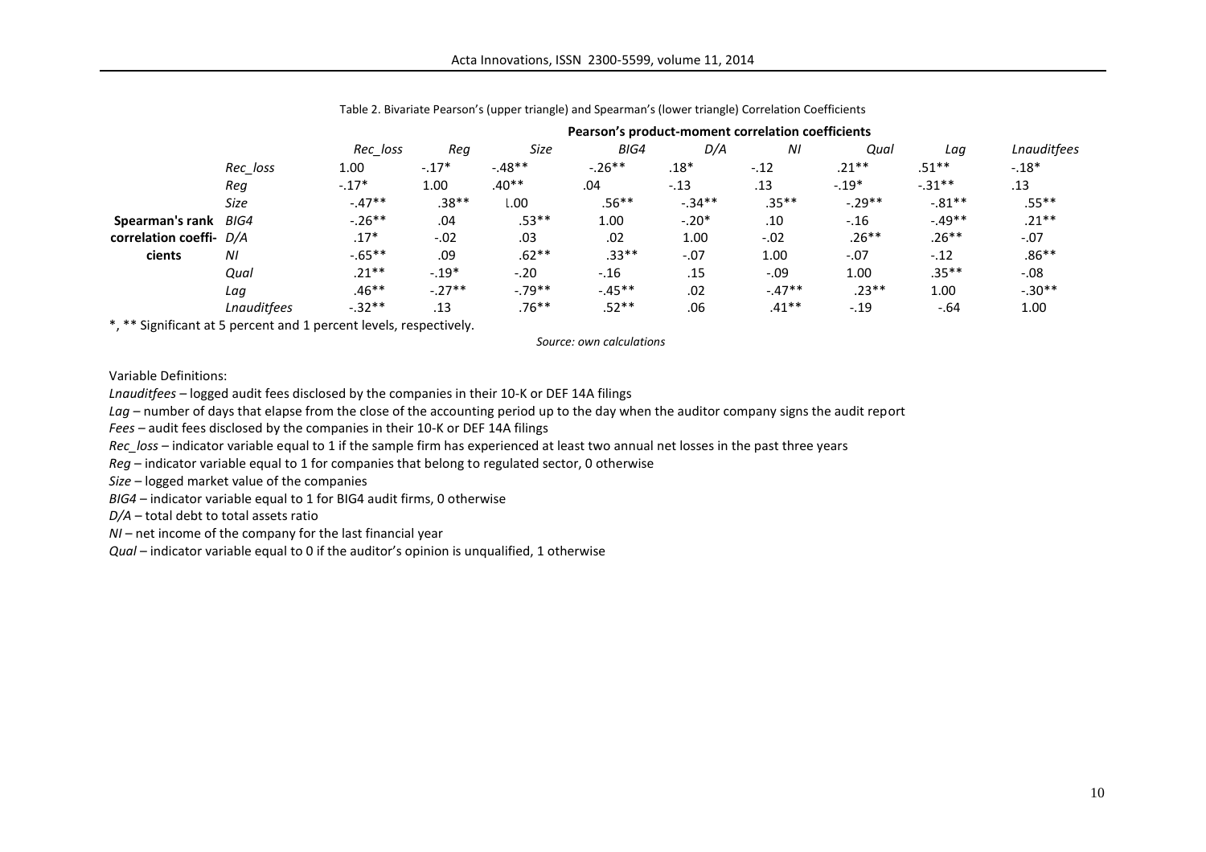Table 2. Bivariate Pearson's (upper triangle) and Spearman's (lower triangle) Correlation Coefficients

| | | Pearson's product-moment correlation coefficients | | | | | | | | |
|---|---|---|---|---|---|---|---|---|---|---|
| | | *Rec_loss* | *Reg* | *Size* | *BIG4* | *D/A* | *NI* | *Qual* | *Lag* | *Lnauditfees* |
| **Spearman's rank correlation coefficients** | *Rec_loss* | 1.00 | -.17* | -.48** | -.26** | .18* | -.12 | .21** | .51** | -.18* |
| | *Reg* | -.17* | 1.00 | .40** | .04 | -.13 | .13 | -.19* | -.31** | .13 |
| | *Size* | -.47** | .38** | 1.00 | .56** | -.34** | .35** | -.29** | -.81** | .55** |
| | *BIG4* | -.26** | .04 | .53** | 1.00 | -.20* | .10 | -.16 | -.49** | .21** |
| | *D/A* | .17* | -.02 | .03 | .02 | 1.00 | -.02 | .26** | .26** | -.07 |
| | *NI* | -.65** | .09 | .62** | .33** | -.07 | 1.00 | -.07 | -.12 | .86** |
| | *Qual* | .21** | -.19* | -.20 | -.16 | .15 | -.09 | 1.00 | .35** | -.08 |
| | *Lag* | .46** | -.27** | -.79** | -.45** | .02 | -.47** | .23** | 1.00 | -.30** |
| | *Lnauditfees* | -.32** | .13 | .76** | .52** | .06 | .41** | -.19 | -.64 | 1.00 |

*, ** Significant at 5 percent and 1 percent levels, respectively.

*Source: own calculations*

Variable Definitions:

*Lnauditfees* – logged audit fees disclosed by the companies in their 10-K or DEF 14A filings

*Lag* – number of days that elapse from the close of the accounting period up to the day when the auditor company signs the audit report

*Fees* – audit fees disclosed by the companies in their 10-K or DEF 14A filings

*Rec_loss* – indicator variable equal to 1 if the sample firm has experienced at least two annual net losses in the past three years

*Reg* – indicator variable equal to 1 for companies that belong to regulated sector, 0 otherwise

*Size* – logged market value of the companies

*BIG4* – indicator variable equal to 1 for BIG4 audit firms, 0 otherwise

*D/A* – total debt to total assets ratio

*NI* – net income of the company for the last financial year

*Qual* – indicator variable equal to 0 if the auditor's opinion is unqualified, 1 otherwise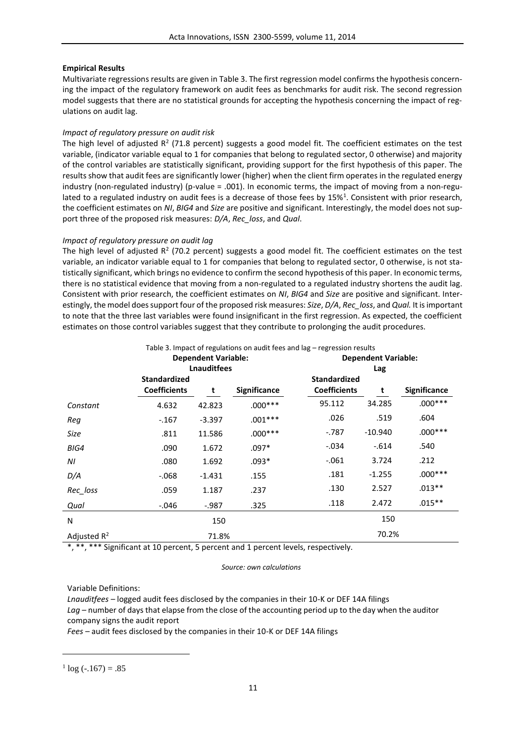**Empirical Results**

Multivariate regressions results are given in Table 3. The first regression model confirms the hypothesis concerning the impact of the regulatory framework on audit fees as benchmarks for audit risk. The second regression model suggests that there are no statistical grounds for accepting the hypothesis concerning the impact of regulations on audit lag.

*Impact of regulatory pressure on audit risk*

The high level of adjusted $R^2$ (71.8 percent) suggests a good model fit. The coefficient estimates on the test variable, (indicator variable equal to 1 for companies that belong to regulated sector, 0 otherwise) and majority of the control variables are statistically significant, providing support for the first hypothesis of this paper. The results show that audit fees are significantly lower (higher) when the client firm operates in the regulated energy industry (non-regulated industry) (p-value = .001). In economic terms, the impact of moving from a non-regulated to a regulated industry on audit fees is a decrease of those fees by 15%[1]. Consistent with prior research, the coefficient estimates on *NI*, *BIG4* and *Size* are positive and significant. Interestingly, the model does not support three of the proposed risk measures: *D/A*, *Rec_loss*, and *Qual*.

*Impact of regulatory pressure on audit lag*

The high level of adjusted $R^2$ (70.2 percent) suggests a good model fit. The coefficient estimates on the test variable, an indicator variable equal to 1 for companies that belong to regulated sector, 0 otherwise, is not statistically significant, which brings no evidence to confirm the second hypothesis of this paper. In economic terms, there is no statistical evidence that moving from a non-regulated to a regulated industry shortens the audit lag. Consistent with prior research, the coefficient estimates on *NI*, *BIG4* and *Size* are positive and significant. Interestingly, the model does support four of the proposed risk measures: *Size*, *D/A*, *Rec_loss*, and *Qual.* It is important to note that the three last variables were found insignificant in the first regression. As expected, the coefficient estimates on those control variables suggest that they contribute to prolonging the audit procedures.

Table 3. Impact of regulations on audit fees and lag – regression results

| | Dependent Variable: Lnauditfees | | | Dependent Variable: Lag | | |
|---|---|---|---|---|---|---|
| | Standardized Coefficients | t | Significance | Standardized Coefficients | t | Significance |
| *Constant* | 4.632 | 42.823 | .000*** | 95.112 | 34.285 | .000*** |
| *Reg* | -.167 | -3.397 | .001*** | .026 | .519 | .604 |
| *Size* | .811 | 11.586 | .000*** | -.787 | -10.940 | .000*** |
| *BIG4* | .090 | 1.672 | .097* | -.034 | -.614 | .540 |
| *NI* | .080 | 1.692 | .093* | -.061 | 3.724 | .212 |
| *D/A* | -.068 | -1.431 | .155 | .181 | -1.255 | .000*** |
| *Rec_loss* | .059 | 1.187 | .237 | .130 | 2.527 | .013** |
| *Qual* | -.046 | -.987 | .325 | .118 | 2.472 | .015** |
| N | | 150 | | | 150 | |
| Adjusted $R^2$ | | 71.8% | | | 70.2% | |

*, **, *** Significant at 10 percent, 5 percent and 1 percent levels, respectively.

*Source: own calculations*

Variable Definitions:

*Lnauditfees* – logged audit fees disclosed by the companies in their 10-K or DEF 14A filings

*Lag* – number of days that elapse from the close of the accounting period up to the day when the auditor company signs the audit report

*Fees* – audit fees disclosed by the companies in their 10-K or DEF 14A filings

[1] $\log(-.167) = .85$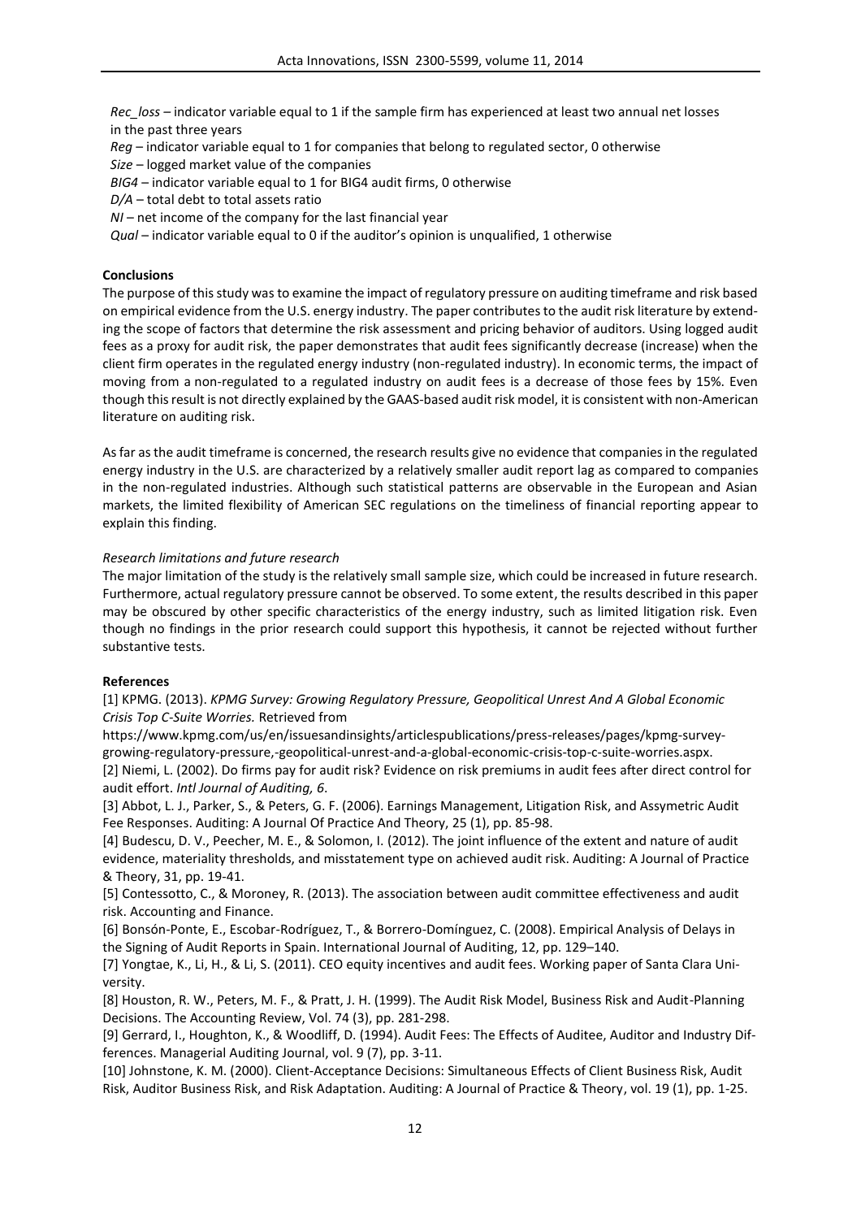*Rec_loss* – indicator variable equal to 1 if the sample firm has experienced at least two annual net losses in the past three years
*Reg* – indicator variable equal to 1 for companies that belong to regulated sector, 0 otherwise
*Size* – logged market value of the companies
*BIG4* – indicator variable equal to 1 for BIG4 audit firms, 0 otherwise
*D/A* – total debt to total assets ratio
*NI* – net income of the company for the last financial year
*Qual* – indicator variable equal to 0 if the auditor's opinion is unqualified, 1 otherwise

**Conclusions**

The purpose of this study was to examine the impact of regulatory pressure on auditing timeframe and risk based on empirical evidence from the U.S. energy industry. The paper contributes to the audit risk literature by extending the scope of factors that determine the risk assessment and pricing behavior of auditors. Using logged audit fees as a proxy for audit risk, the paper demonstrates that audit fees significantly decrease (increase) when the client firm operates in the regulated energy industry (non-regulated industry). In economic terms, the impact of moving from a non-regulated to a regulated industry on audit fees is a decrease of those fees by 15%. Even though this result is not directly explained by the GAAS-based audit risk model, it is consistent with non-American literature on auditing risk.

As far as the audit timeframe is concerned, the research results give no evidence that companies in the regulated energy industry in the U.S. are characterized by a relatively smaller audit report lag as compared to companies in the non-regulated industries. Although such statistical patterns are observable in the European and Asian markets, the limited flexibility of American SEC regulations on the timeliness of financial reporting appear to explain this finding.

*Research limitations and future research*

The major limitation of the study is the relatively small sample size, which could be increased in future research. Furthermore, actual regulatory pressure cannot be observed. To some extent, the results described in this paper may be obscured by other specific characteristics of the energy industry, such as limited litigation risk. Even though no findings in the prior research could support this hypothesis, it cannot be rejected without further substantive tests.

**References**

[1] KPMG. (2013). *KPMG Survey: Growing Regulatory Pressure, Geopolitical Unrest And A Global Economic Crisis Top C-Suite Worries.* Retrieved from https://www.kpmg.com/us/en/issuesandinsights/articlespublications/press-releases/pages/kpmg-survey-growing-regulatory-pressure,-geopolitical-unrest-and-a-global-economic-crisis-top-c-suite-worries.aspx.

[2] Niemi, L. (2002). Do firms pay for audit risk? Evidence on risk premiums in audit fees after direct control for audit effort. *Intl Journal of Auditing, 6*.

[3] Abbot, L. J., Parker, S., & Peters, G. F. (2006). Earnings Management, Litigation Risk, and Assymetric Audit Fee Responses. Auditing: A Journal Of Practice And Theory, 25 (1), pp. 85-98.

[4] Budescu, D. V., Peecher, M. E., & Solomon, I. (2012). The joint influence of the extent and nature of audit evidence, materiality thresholds, and misstatement type on achieved audit risk. Auditing: A Journal of Practice & Theory, 31, pp. 19-41.

[5] Contessotto, C., & Moroney, R. (2013). The association between audit committee effectiveness and audit risk. Accounting and Finance.

[6] Bonsón-Ponte, E., Escobar-Rodríguez, T., & Borrero-Domínguez, C. (2008). Empirical Analysis of Delays in the Signing of Audit Reports in Spain. International Journal of Auditing, 12, pp. 129–140.

[7] Yongtae, K., Li, H., & Li, S. (2011). CEO equity incentives and audit fees. Working paper of Santa Clara University.

[8] Houston, R. W., Peters, M. F., & Pratt, J. H. (1999). The Audit Risk Model, Business Risk and Audit-Planning Decisions. The Accounting Review, Vol. 74 (3), pp. 281-298.

[9] Gerrard, I., Houghton, K., & Woodliff, D. (1994). Audit Fees: The Effects of Auditee, Auditor and Industry Differences. Managerial Auditing Journal, vol. 9 (7), pp. 3-11.

[10] Johnstone, K. M. (2000). Client-Acceptance Decisions: Simultaneous Effects of Client Business Risk, Audit Risk, Auditor Business Risk, and Risk Adaptation. Auditing: A Journal of Practice & Theory, vol. 19 (1), pp. 1-25.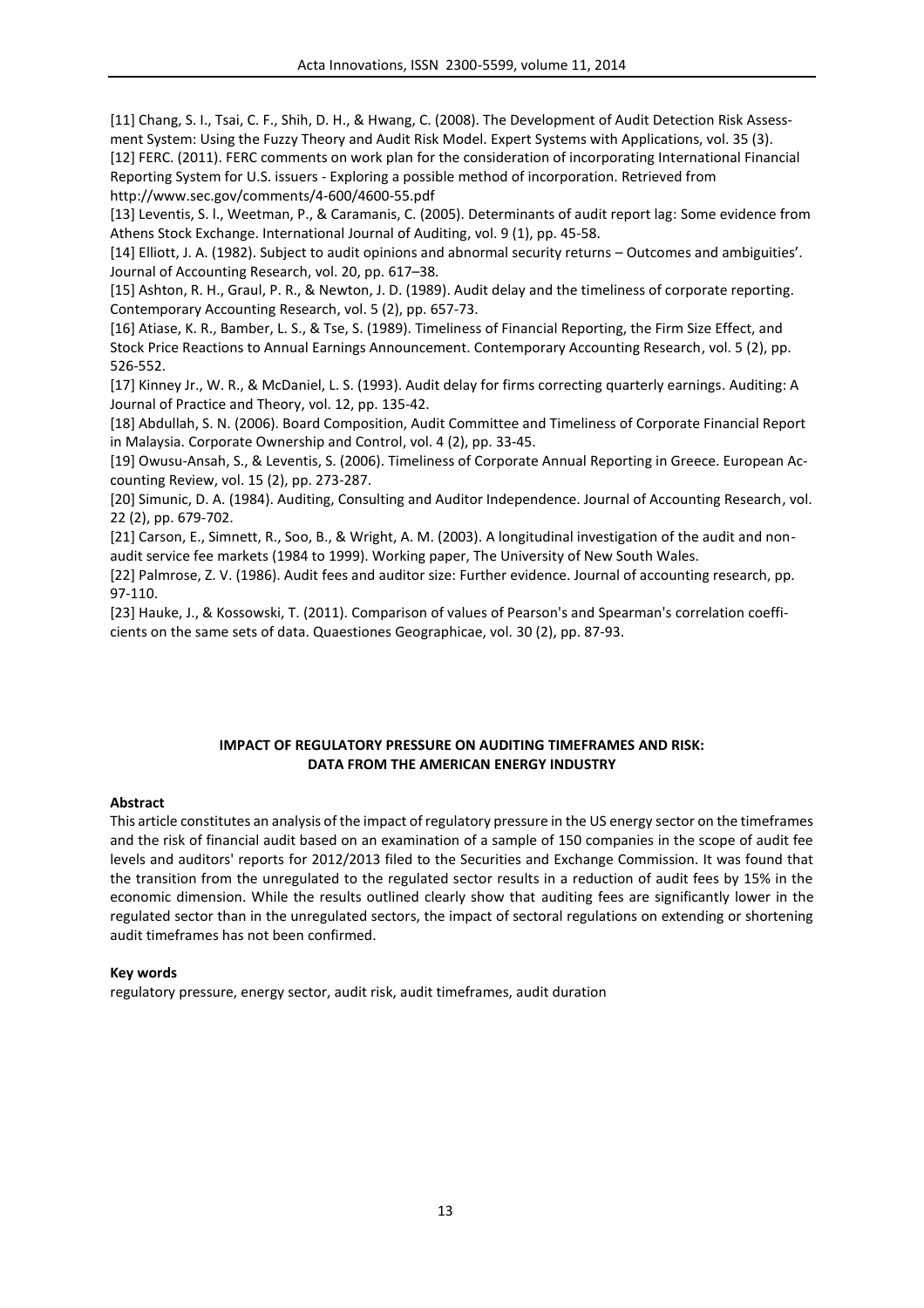[11] Chang, S. I., Tsai, C. F., Shih, D. H., & Hwang, C. (2008). The Development of Audit Detection Risk Assessment System: Using the Fuzzy Theory and Audit Risk Model. Expert Systems with Applications, vol. 35 (3).

[12] FERC. (2011). FERC comments on work plan for the consideration of incorporating International Financial Reporting System for U.S. issuers - Exploring a possible method of incorporation. Retrieved from http://www.sec.gov/comments/4-600/4600-55.pdf

[13] Leventis, S. l., Weetman, P., & Caramanis, C. (2005). Determinants of audit report lag: Some evidence from Athens Stock Exchange. International Journal of Auditing, vol. 9 (1), pp. 45-58.

[14] Elliott, J. A. (1982). Subject to audit opinions and abnormal security returns – Outcomes and ambiguities'. Journal of Accounting Research, vol. 20, pp. 617–38.

[15] Ashton, R. H., Graul, P. R., & Newton, J. D. (1989). Audit delay and the timeliness of corporate reporting. Contemporary Accounting Research, vol. 5 (2), pp. 657-73.

[16] Atiase, K. R., Bamber, L. S., & Tse, S. (1989). Timeliness of Financial Reporting, the Firm Size Effect, and Stock Price Reactions to Annual Earnings Announcement. Contemporary Accounting Research, vol. 5 (2), pp. 526-552.

[17] Kinney Jr., W. R., & McDaniel, L. S. (1993). Audit delay for firms correcting quarterly earnings. Auditing: A Journal of Practice and Theory, vol. 12, pp. 135-42.

[18] Abdullah, S. N. (2006). Board Composition, Audit Committee and Timeliness of Corporate Financial Report in Malaysia. Corporate Ownership and Control, vol. 4 (2), pp. 33-45.

[19] Owusu-Ansah, S., & Leventis, S. (2006). Timeliness of Corporate Annual Reporting in Greece. European Accounting Review, vol. 15 (2), pp. 273-287.

[20] Simunic, D. A. (1984). Auditing, Consulting and Auditor Independence. Journal of Accounting Research, vol. 22 (2), pp. 679-702.

[21] Carson, E., Simnett, R., Soo, B., & Wright, A. M. (2003). A longitudinal investigation of the audit and non-audit service fee markets (1984 to 1999). Working paper, The University of New South Wales.

[22] Palmrose, Z. V. (1986). Audit fees and auditor size: Further evidence. Journal of accounting research, pp. 97-110.

[23] Hauke, J., & Kossowski, T. (2011). Comparison of values of Pearson's and Spearman's correlation coefficients on the same sets of data. Quaestiones Geographicae, vol. 30 (2), pp. 87-93.

## IMPACT OF REGULATORY PRESSURE ON AUDITING TIMEFRAMES AND RISK: DATA FROM THE AMERICAN ENERGY INDUSTRY

### Abstract

This article constitutes an analysis of the impact of regulatory pressure in the US energy sector on the timeframes and the risk of financial audit based on an examination of a sample of 150 companies in the scope of audit fee levels and auditors' reports for 2012/2013 filed to the Securities and Exchange Commission. It was found that the transition from the unregulated to the regulated sector results in a reduction of audit fees by 15% in the economic dimension. While the results outlined clearly show that auditing fees are significantly lower in the regulated sector than in the unregulated sectors, the impact of sectoral regulations on extending or shortening audit timeframes has not been confirmed.

### Key words

regulatory pressure, energy sector, audit risk, audit timeframes, audit duration